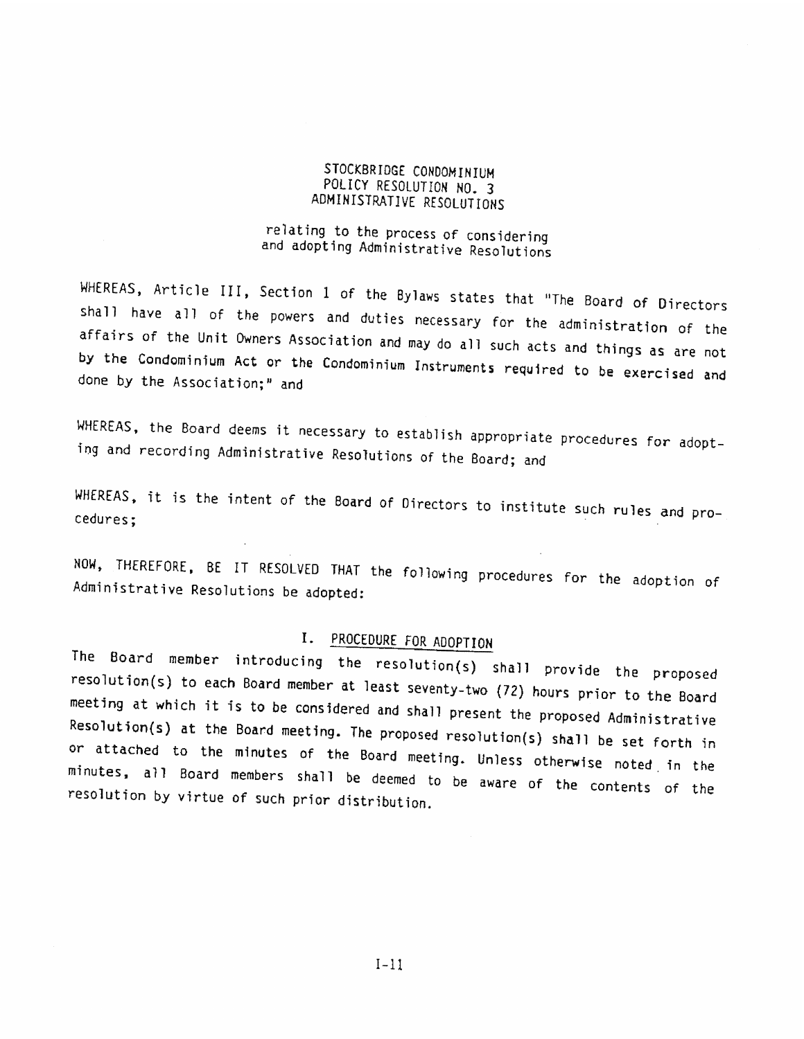# STOCKBRIDGE CONDOMINIUM
# POLICY RESOLUTION NO. 3
# ADMINISTRATIVE RESOLUTIONS

relating to the process of considering and adopting Administrative Resolutions

WHEREAS, Article III, Section 1 of the Bylaws states that "The Board of Directors shall have all of the powers and duties necessary for the administration of the affairs of the Unit Owners Association and may do all such acts and things as are not by the Condominium Act or the Condominium Instruments required to be exercised and done by the Association;" and

WHEREAS, the Board deems it necessary to establish appropriate procedures for adopting and recording Administrative Resolutions of the Board; and

WHEREAS, it is the intent of the Board of Directors to institute such rules and procedures;

NOW, THEREFORE, BE IT RESOLVED THAT the following procedures for the adoption of Administrative Resolutions be adopted:

## I. PROCEDURE FOR ADOPTION

The Board member introducing the resolution(s) shall provide the proposed resolution(s) to each Board member at least seventy-two (72) hours prior to the Board meeting at which it is to be considered and shall present the proposed Administrative Resolution(s) at the Board meeting. The proposed resolution(s) shall be set forth in or attached to the minutes of the Board meeting. Unless otherwise noted in the minutes, all Board members shall be deemed to be aware of the contents of the resolution by virtue of such prior distribution.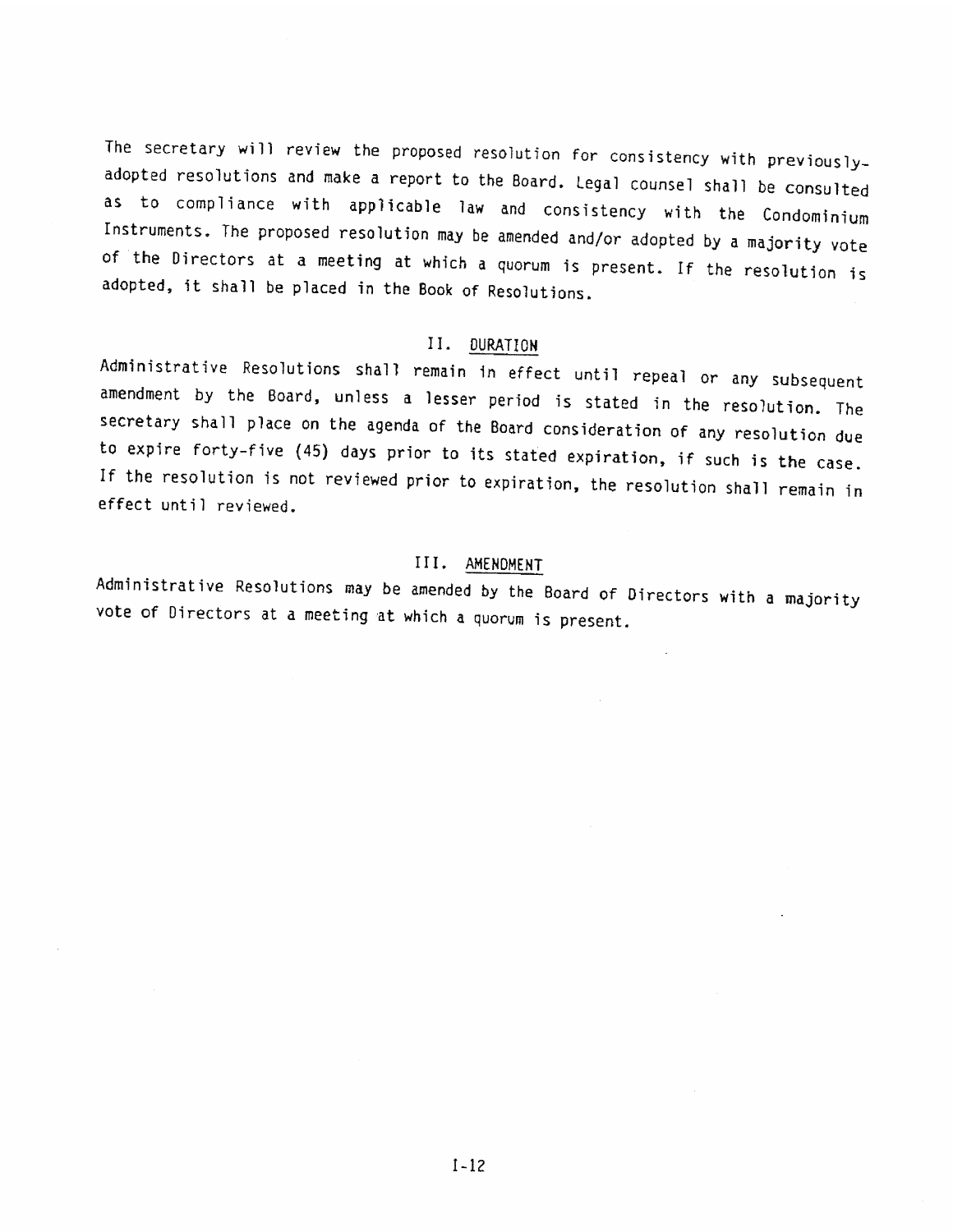The secretary will review the proposed resolution for consistency with previously-adopted resolutions and make a report to the Board. Legal counsel shall be consulted as to compliance with applicable law and consistency with the Condominium Instruments. The proposed resolution may be amended and/or adopted by a majority vote of the Directors at a meeting at which a quorum is present. If the resolution is adopted, it shall be placed in the Book of Resolutions.

## II. DURATION

Administrative Resolutions shall remain in effect until repeal or any subsequent amendment by the Board, unless a lesser period is stated in the resolution. The secretary shall place on the agenda of the Board consideration of any resolution due to expire forty-five (45) days prior to its stated expiration, if such is the case. If the resolution is not reviewed prior to expiration, the resolution shall remain in effect until reviewed.

## III. AMENDMENT

Administrative Resolutions may be amended by the Board of Directors with a majority vote of Directors at a meeting at which a quorum is present.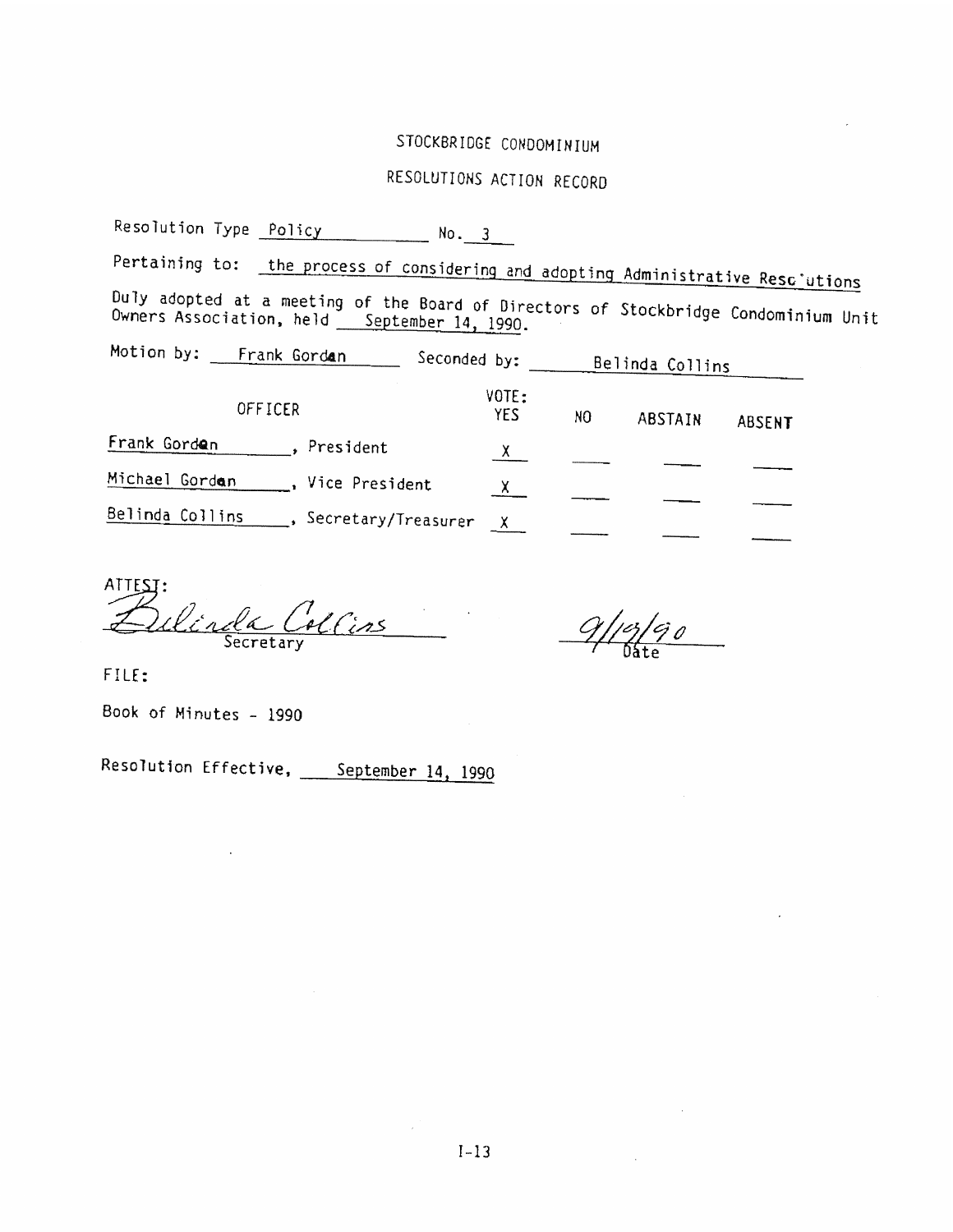# STOCKBRIDGE CONDOMINIUM

## RESOLUTIONS ACTION RECORD

Resolution Type Policy No. 3

Pertaining to: the process of considering and adopting Administrative Resolutions

Duly adopted at a meeting of the Board of Directors of Stockbridge Condominium Unit Owners Association, held September 14, 1990.

Motion by: Frank Gordan Seconded by: Belinda Collins

| OFFICER | VOTE: YES | NO | ABSTAIN | ABSENT |
|---|---|---|---|---|
| Frank Gordan, President | X | | | |
| Michael Gordan, Vice President | X | | | |
| Belinda Collins, Secretary/Treasurer | X | | | |

ATTEST:
Belinda Collins
Secretary

9/19/90
Date

FILE:

Book of Minutes - 1990

Resolution Effective, September 14, 1990